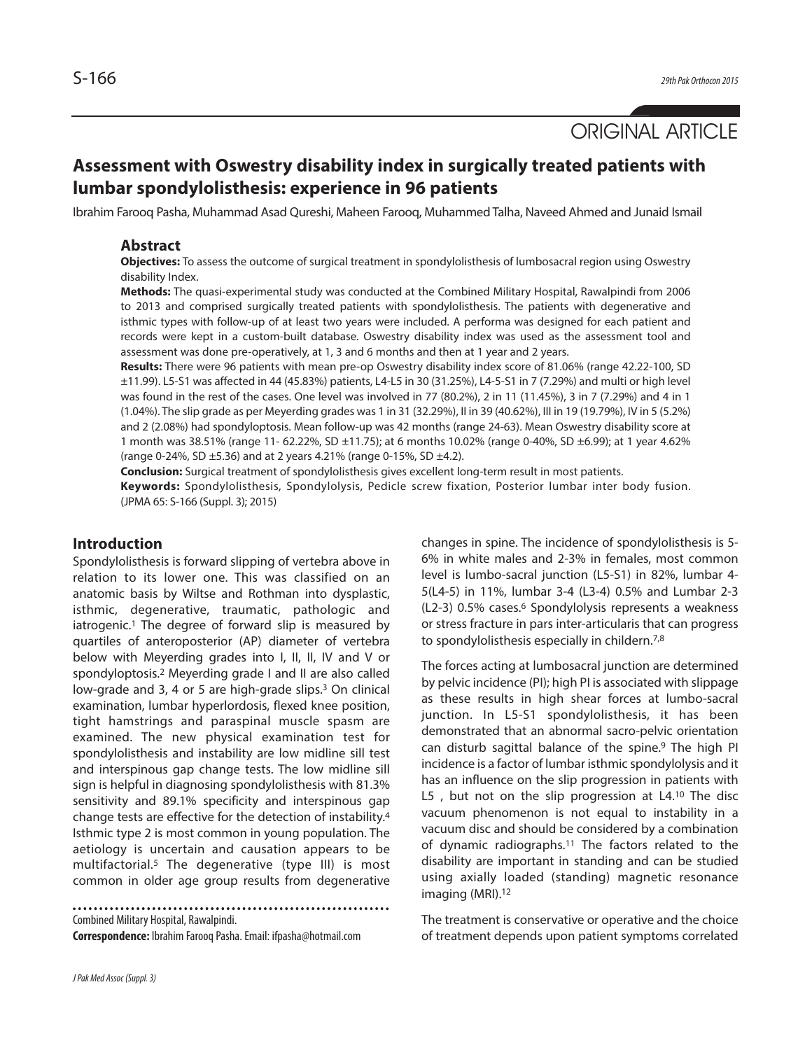ORIGINAL ARTICLE

# Assessment with Oswestry disability index in surgically treated patients with lumbar spondylolisthesis: experience in 96 patients

Ibrahim Farooq Pasha, Muhammad Asad Qureshi, Maheen Farooq, Muhammed Talha, Naveed Ahmed and Junaid Ismail

## Abstract

**Objectives:** To assess the outcome of surgical treatment in spondylolisthesis of lumbosacral region using Oswestry disability Index.

**Methods:** The quasi-experimental study was conducted at the Combined Military Hospital, Rawalpindi from 2006 to 2013 and comprised surgically treated patients with spondylolisthesis. The patients with degenerative and isthmic types with follow-up of at least two years were included. A performa was designed for each patient and records were kept in a custom-built database. Oswestry disability index was used as the assessment tool and assessment was done pre-operatively, at 1, 3 and 6 months and then at 1 year and 2 years.

**Results:** There were 96 patients with mean pre-op Oswestry disability index score of 81.06% (range 42.22-100, SD ±11.99). L5-S1 was affected in 44 (45.83%) patients, L4-L5 in 30 (31.25%), L4-5-S1 in 7 (7.29%) and multi or high level was found in the rest of the cases. One level was involved in 77 (80.2%), 2 in 11 (11.45%), 3 in 7 (7.29%) and 4 in 1 (1.04%). The slip grade as per Meyerding grades was 1 in 31 (32.29%), II in 39 (40.62%), III in 19 (19.79%), IV in 5 (5.2%) and 2 (2.08%) had spondyloptosis. Mean follow-up was 42 months (range 24-63). Mean Oswestry disability score at 1 month was 38.51% (range 11- 62.22%, SD ±11.75); at 6 months 10.02% (range 0-40%, SD ±6.99); at 1 year 4.62% (range 0-24%, SD ±5.36) and at 2 years 4.21% (range 0-15%, SD ±4.2).

**Conclusion:** Surgical treatment of spondylolisthesis gives excellent long-term result in most patients.

**Keywords:** Spondylolisthesis, Spondylolysis, Pedicle screw fixation, Posterior lumbar inter body fusion.

(JPMA 65: S-166 (Suppl. 3); 2015)

## Introduction

Spondylolisthesis is forward slipping of vertebra above in relation to its lower one. This was classified on an anatomic basis by Wiltse and Rothman into dysplastic, isthmic, degenerative, traumatic, pathologic and iatrogenic.[1] The degree of forward slip is measured by quartiles of anteroposterior (AP) diameter of vertebra below with Meyerding grades into I, II, II, IV and V or spondyloptosis.[2] Meyerding grade I and II are also called low-grade and 3, 4 or 5 are high-grade slips.[3] On clinical examination, lumbar hyperlordosis, flexed knee position, tight hamstrings and paraspinal muscle spasm are examined. The new physical examination test for spondylolisthesis and instability are low midline sill test and interspinous gap change tests. The low midline sill sign is helpful in diagnosing spondylolisthesis with 81.3% sensitivity and 89.1% specificity and interspinous gap change tests are effective for the detection of instability.[4] Isthmic type 2 is most common in young population. The aetiology is uncertain and causation appears to be multifactorial.[5] The degenerative (type III) is most common in older age group results from degenerative changes in spine. The incidence of spondylolisthesis is 5-6% in white males and 2-3% in females, most common level is lumbo-sacral junction (L5-S1) in 82%, lumbar 4-5(L4-5) in 11%, lumbar 3-4 (L3-4) 0.5% and Lumbar 2-3 (L2-3) 0.5% cases.[6] Spondylolysis represents a weakness or stress fracture in pars inter-articularis that can progress to spondylolisthesis especially in childern.[7,8]

The forces acting at lumbosacral junction are determined by pelvic incidence (PI); high PI is associated with slippage as these results in high shear forces at lumbo-sacral junction. In L5-S1 spondylolisthesis, it has been demonstrated that an abnormal sacro-pelvic orientation can disturb sagittal balance of the spine.[9] The high PI incidence is a factor of lumbar isthmic spondylolysis and it has an influence on the slip progression in patients with L5 , but not on the slip progression at L4.[10] The disc vacuum phenomenon is not equal to instability in a vacuum disc and should be considered by a combination of dynamic radiographs.[11] The factors related to the disability are important in standing and can be studied using axially loaded (standing) magnetic resonance imaging (MRI).[12]

The treatment is conservative or operative and the choice of treatment depends upon patient symptoms correlated

Combined Military Hospital, Rawalpindi.

**Correspondence:** Ibrahim Farooq Pasha. Email: ifpasha@hotmail.com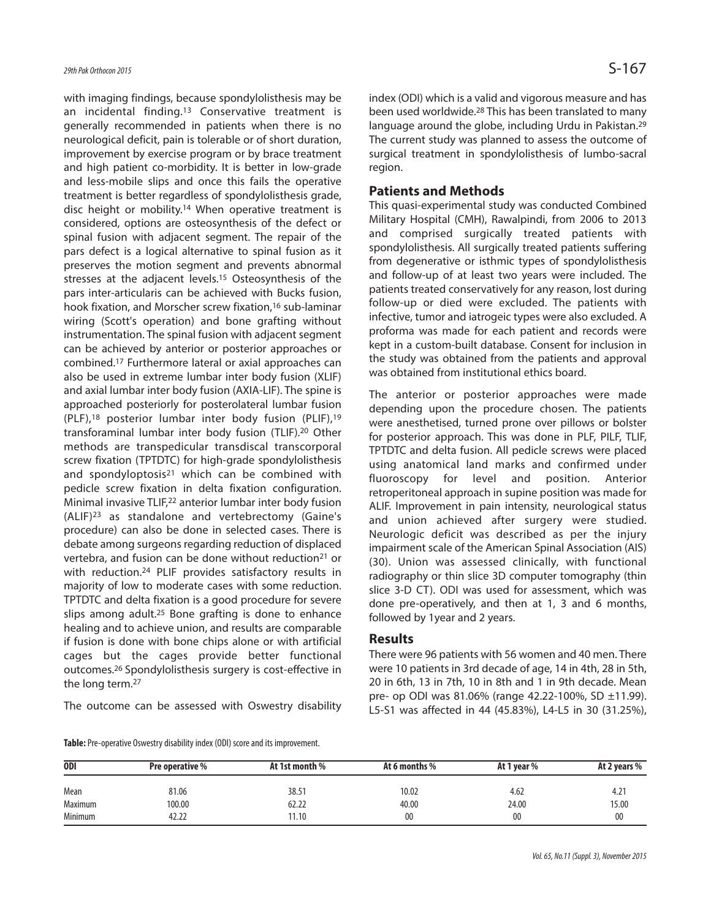with imaging findings, because spondylolisthesis may be an incidental finding.[13] Conservative treatment is generally recommended in patients when there is no neurological deficit, pain is tolerable or of short duration, improvement by exercise program or by brace treatment and high patient co-morbidity. It is better in low-grade and less-mobile slips and once this fails the operative treatment is better regardless of spondylolisthesis grade, disc height or mobility.[14] When operative treatment is considered, options are osteosynthesis of the defect or spinal fusion with adjacent segment. The repair of the pars defect is a logical alternative to spinal fusion as it preserves the motion segment and prevents abnormal stresses at the adjacent levels.[15] Osteosynthesis of the pars inter-articularis can be achieved with Bucks fusion, hook fixation, and Morscher screw fixation,[16] sub-laminar wiring (Scott's operation) and bone grafting without instrumentation. The spinal fusion with adjacent segment can be achieved by anterior or posterior approaches or combined.[17] Furthermore lateral or axial approaches can also be used in extreme lumbar inter body fusion (XLIF) and axial lumbar inter body fusion (AXIA-LIF). The spine is approached posteriorly for posterolateral lumbar fusion (PLF),[18] posterior lumbar inter body fusion (PLIF),[19] transforaminal lumbar inter body fusion (TLIF).[20] Other methods are transpedicular transdiscal transcorporal screw fixation (TPTDTC) for high-grade spondylolisthesis and spondyloptosis[21] which can be combined with pedicle screw fixation in delta fixation configuration. Minimal invasive TLIF,[22] anterior lumbar inter body fusion (ALIF)[23] as standalone and vertebrectomy (Gaine's procedure) can also be done in selected cases. There is debate among surgeons regarding reduction of displaced vertebra, and fusion can be done without reduction[21] or with reduction.[24] PLIF provides satisfactory results in majority of low to moderate cases with some reduction. TPTDTC and delta fixation is a good procedure for severe slips among adult.[25] Bone grafting is done to enhance healing and to achieve union, and results are comparable if fusion is done with bone chips alone or with artificial cages but the cages provide better functional outcomes.[26] Spondylolisthesis surgery is cost-effective in the long term.[27]

The outcome can be assessed with Oswestry disability index (ODI) which is a valid and vigorous measure and has been used worldwide.[28] This has been translated to many language around the globe, including Urdu in Pakistan.[29] The current study was planned to assess the outcome of surgical treatment in spondylolisthesis of lumbo-sacral region.

## Patients and Methods

This quasi-experimental study was conducted Combined Military Hospital (CMH), Rawalpindi, from 2006 to 2013 and comprised surgically treated patients with spondylolisthesis. All surgically treated patients suffering from degenerative or isthmic types of spondylolisthesis and follow-up of at least two years were included. The patients treated conservatively for any reason, lost during follow-up or died were excluded. The patients with infective, tumor and iatrogeic types were also excluded. A proforma was made for each patient and records were kept in a custom-built database. Consent for inclusion in the study was obtained from the patients and approval was obtained from institutional ethics board.

The anterior or posterior approaches were made depending upon the procedure chosen. The patients were anesthetised, turned prone over pillows or bolster for posterior approach. This was done in PLF, PILF, TLIF, TPTDTC and delta fusion. All pedicle screws were placed using anatomical land marks and confirmed under fluoroscopy for level and position. Anterior retroperitoneal approach in supine position was made for ALIF. Improvement in pain intensity, neurological status and union achieved after surgery were studied. Neurologic deficit was described as per the injury impairment scale of the American Spinal Association (AIS) (30). Union was assessed clinically, with functional radiography or thin slice 3D computer tomography (thin slice 3-D CT). ODI was used for assessment, which was done pre-operatively, and then at 1, 3 and 6 months, followed by 1year and 2 years.

## Results

There were 96 patients with 56 women and 40 men. There were 10 patients in 3rd decade of age, 14 in 4th, 28 in 5th, 20 in 6th, 13 in 7th, 10 in 8th and 1 in 9th decade. Mean pre- op ODI was 81.06% (range 42.22-100%, SD ±11.99). L5-S1 was affected in 44 (45.83%), L4-L5 in 30 (31.25%),

**Table:** Pre-operative Oswestry disability index (ODI) score and its improvement.

| ODI | Pre operative % | At 1st month % | At 6 months % | At 1 year % | At 2 years % |
|---|---|---|---|---|---|
| Mean | 81.06 | 38.51 | 10.02 | 4.62 | 4.21 |
| Maximum | 100.00 | 62.22 | 40.00 | 24.00 | 15.00 |
| Minimum | 42.22 | 11.10 | 00 | 00 | 00 |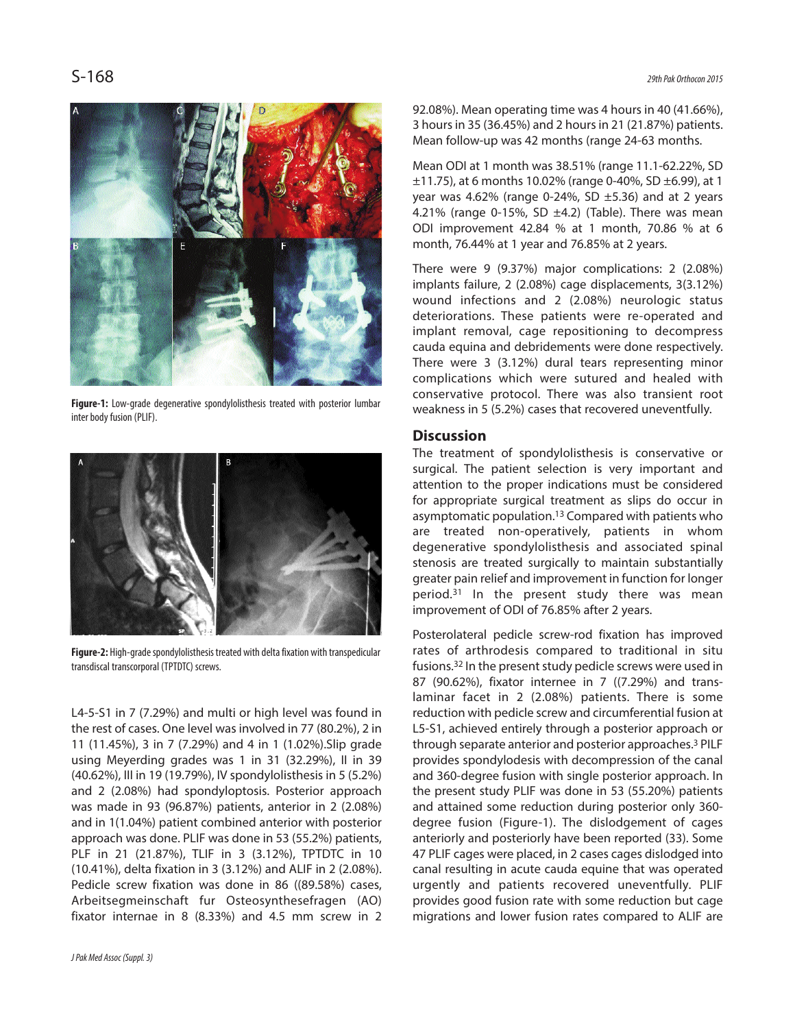Figure-1: Low-grade degenerative spondylolisthesis treated with posterior lumbar inter body fusion (PLIF).

Figure-2: High-grade spondylolisthesis treated with delta fixation with transpedicular transdiscal transcorporal (TPTDTC) screws.

L4-5-S1 in 7 (7.29%) and multi or high level was found in the rest of cases. One level was involved in 77 (80.2%), 2 in 11 (11.45%), 3 in 7 (7.29%) and 4 in 1 (1.02%).Slip grade using Meyerding grades was 1 in 31 (32.29%), II in 39 (40.62%), III in 19 (19.79%), IV spondylolisthesis in 5 (5.2%) and 2 (2.08%) had spondyloptosis. Posterior approach was made in 93 (96.87%) patients, anterior in 2 (2.08%) and in 1(1.04%) patient combined anterior with posterior approach was done. PLIF was done in 53 (55.2%) patients, PLF in 21 (21.87%), TLIF in 3 (3.12%), TPTDTC in 10 (10.41%), delta fixation in 3 (3.12%) and ALIF in 2 (2.08%). Pedicle screw fixation was done in 86 ((89.58%) cases, Arbeitsegmeinschaft fur Osteosynthesefragen (AO) fixator internae in 8 (8.33%) and 4.5 mm screw in 2 92.08%). Mean operating time was 4 hours in 40 (41.66%), 3 hours in 35 (36.45%) and 2 hours in 21 (21.87%) patients. Mean follow-up was 42 months (range 24-63 months.

Mean ODI at 1 month was 38.51% (range 11.1-62.22%, SD ±11.75), at 6 months 10.02% (range 0-40%, SD ±6.99), at 1 year was 4.62% (range 0-24%, SD ±5.36) and at 2 years 4.21% (range 0-15%, SD ±4.2) (Table). There was mean ODI improvement 42.84 % at 1 month, 70.86 % at 6 month, 76.44% at 1 year and 76.85% at 2 years.

There were 9 (9.37%) major complications: 2 (2.08%) implants failure, 2 (2.08%) cage displacements, 3(3.12%) wound infections and 2 (2.08%) neurologic status deteriorations. These patients were re-operated and implant removal, cage repositioning to decompress cauda equina and debridements were done respectively. There were 3 (3.12%) dural tears representing minor complications which were sutured and healed with conservative protocol. There was also transient root weakness in 5 (5.2%) cases that recovered uneventfully.

## Discussion

The treatment of spondylolisthesis is conservative or surgical. The patient selection is very important and attention to the proper indications must be considered for appropriate surgical treatment as slips do occur in asymptomatic population.[13] Compared with patients who are treated non-operatively, patients in whom degenerative spondylolisthesis and associated spinal stenosis are treated surgically to maintain substantially greater pain relief and improvement in function for longer period.[31] In the present study there was mean improvement of ODI of 76.85% after 2 years.

Posterolateral pedicle screw-rod fixation has improved rates of arthrodesis compared to traditional in situ fusions.[32] In the present study pedicle screws were used in 87 (90.62%), fixator internee in 7 ((7.29%) and trans-laminar facet in 2 (2.08%) patients. There is some reduction with pedicle screw and circumferential fusion at L5-S1, achieved entirely through a posterior approach or through separate anterior and posterior approaches.[3] PILF provides spondylodesis with decompression of the canal and 360-degree fusion with single posterior approach. In the present study PLIF was done in 53 (55.20%) patients and attained some reduction during posterior only 360-degree fusion (Figure-1). The dislodgement of cages anteriorly and posteriorly have been reported (33). Some 47 PLIF cages were placed, in 2 cases cages dislodged into canal resulting in acute cauda equine that was operated urgently and patients recovered uneventfully. PLIF provides good fusion rate with some reduction but cage migrations and lower fusion rates compared to ALIF are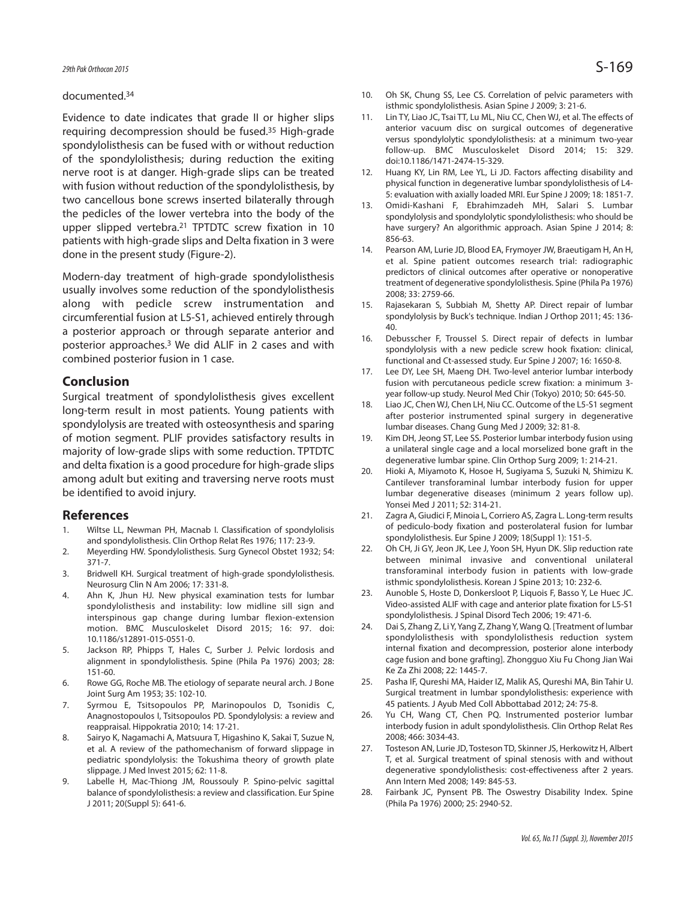documented.[34]

Evidence to date indicates that grade II or higher slips requiring decompression should be fused.[35] High-grade spondylolisthesis can be fused with or without reduction of the spondylolisthesis; during reduction the exiting nerve root is at danger. High-grade slips can be treated with fusion without reduction of the spondylolisthesis, by two cancellous bone screws inserted bilaterally through the pedicles of the lower vertebra into the body of the upper slipped vertebra.[21] TPTDTC screw fixation in 10 patients with high-grade slips and Delta fixation in 3 were done in the present study (Figure-2).

Modern-day treatment of high-grade spondylolisthesis usually involves some reduction of the spondylolisthesis along with pedicle screw instrumentation and circumferential fusion at L5-S1, achieved entirely through a posterior approach or through separate anterior and posterior approaches.[3] We did ALIF in 2 cases and with combined posterior fusion in 1 case.

## Conclusion

Surgical treatment of spondylolisthesis gives excellent long-term result in most patients. Young patients with spondylolysis are treated with osteosynthesis and sparing of motion segment. PLIF provides satisfactory results in majority of low-grade slips with some reduction. TPTDTC and delta fixation is a good procedure for high-grade slips among adult but exiting and traversing nerve roots must be identified to avoid injury.

## References

1. Wiltse LL, Newman PH, Macnab I. Classification of spondylolisis and spondylolisthesis. Clin Orthop Relat Res 1976; 117: 23-9.
2. Meyerding HW. Spondylolisthesis. Surg Gynecol Obstet 1932; 54: 371-7.
3. Bridwell KH. Surgical treatment of high-grade spondylolisthesis. Neurosurg Clin N Am 2006; 17: 331-8.
4. Ahn K, Jhun HJ. New physical examination tests for lumbar spondylolisthesis and instability: low midline sill sign and interspinous gap change during lumbar flexion-extension motion. BMC Musculoskelet Disord 2015; 16: 97. doi: 10.1186/s12891-015-0551-0.
5. Jackson RP, Phipps T, Hales C, Surber J. Pelvic lordosis and alignment in spondylolisthesis. Spine (Phila Pa 1976) 2003; 28: 151-60.
6. Rowe GG, Roche MB. The etiology of separate neural arch. J Bone Joint Surg Am 1953; 35: 102-10.
7. Syrmou E, Tsitsopoulos PP, Marinopoulos D, Tsonidis C, Anagnostopoulos I, Tsitsopoulos PD. Spondylolysis: a review and reappraisal. Hippokratia 2010; 14: 17-21.
8. Sairyo K, Nagamachi A, Matsuura T, Higashino K, Sakai T, Suzue N, et al. A review of the pathomechanism of forward slippage in pediatric spondylolysis: the Tokushima theory of growth plate slippage. J Med Invest 2015; 62: 11-8.
9. Labelle H, Mac-Thiong JM, Roussouly P. Spino-pelvic sagittal balance of spondylolisthesis: a review and classification. Eur Spine J 2011; 20(Suppl 5): 641-6.
10. Oh SK, Chung SS, Lee CS. Correlation of pelvic parameters with isthmic spondylolisthesis. Asian Spine J 2009; 3: 21-6.
11. Lin TY, Liao JC, Tsai TT, Lu ML, Niu CC, Chen WJ, et al. The effects of anterior vacuum disc on surgical outcomes of degenerative versus spondylolytic spondylolisthesis: at a minimum two-year follow-up. BMC Musculoskelet Disord 2014; 15: 329. doi:10.1186/1471-2474-15-329.
12. Huang KY, Lin RM, Lee YL, Li JD. Factors affecting disability and physical function in degenerative lumbar spondylolisthesis of L4-5: evaluation with axially loaded MRI. Eur Spine J 2009; 18: 1851-7.
13. Omidi-Kashani F, Ebrahimzadeh MH, Salari S. Lumbar spondylolysis and spondylolytic spondylolisthesis: who should be have surgery? An algorithmic approach. Asian Spine J 2014; 8: 856-63.
14. Pearson AM, Lurie JD, Blood EA, Frymoyer JW, Braeutigam H, An H, et al. Spine patient outcomes research trial: radiographic predictors of clinical outcomes after operative or nonoperative treatment of degenerative spondylolisthesis. Spine (Phila Pa 1976) 2008; 33: 2759-66.
15. Rajasekaran S, Subbiah M, Shetty AP. Direct repair of lumbar spondylolysis by Buck's technique. Indian J Orthop 2011; 45: 136-40.
16. Debusscher F, Troussel S. Direct repair of defects in lumbar spondylolysis with a new pedicle screw hook fixation: clinical, functional and Ct-assessed study. Eur Spine J 2007; 16: 1650-8.
17. Lee DY, Lee SH, Maeng DH. Two-level anterior lumbar interbody fusion with percutaneous pedicle screw fixation: a minimum 3-year follow-up study. Neurol Med Chir (Tokyo) 2010; 50: 645-50.
18. Liao JC, Chen WJ, Chen LH, Niu CC. Outcome of the L5-S1 segment after posterior instrumented spinal surgery in degenerative lumbar diseases. Chang Gung Med J 2009; 32: 81-8.
19. Kim DH, Jeong ST, Lee SS. Posterior lumbar interbody fusion using a unilateral single cage and a local morselized bone graft in the degenerative lumbar spine. Clin Orthop Surg 2009; 1: 214-21.
20. Hioki A, Miyamoto K, Hosoe H, Sugiyama S, Suzuki N, Shimizu K. Cantilever transforaminal lumbar interbody fusion for upper lumbar degenerative diseases (minimum 2 years follow up). Yonsei Med J 2011; 52: 314-21.
21. Zagra A, Giudici F, Minoia L, Corriero AS, Zagra L. Long-term results of pediculo-body fixation and posterolateral fusion for lumbar spondylolisthesis. Eur Spine J 2009; 18(Suppl 1): 151-5.
22. Oh CH, Ji GY, Jeon JK, Lee J, Yoon SH, Hyun DK. Slip reduction rate between minimal invasive and conventional unilateral transforaminal interbody fusion in patients with low-grade isthmic spondylolisthesis. Korean J Spine 2013; 10: 232-6.
23. Aunoble S, Hoste D, Donkersloot P, Liquois F, Basso Y, Le Huec JC. Video-assisted ALIF with cage and anterior plate fixation for L5-S1 spondylolisthesis. J Spinal Disord Tech 2006; 19: 471-6.
24. Dai S, Zhang Z, Li Y, Yang Z, Zhang Y, Wang Q. [Treatment of lumbar spondylolisthesis with spondylolisthesis reduction system internal fixation and decompression, posterior alone interbody cage fusion and bone grafting]. Zhongguo Xiu Fu Chong Jian Wai Ke Za Zhi 2008; 22: 1445-7.
25. Pasha IF, Qureshi MA, Haider IZ, Malik AS, Qureshi MA, Bin Tahir U. Surgical treatment in lumbar spondylolisthesis: experience with 45 patients. J Ayub Med Coll Abbottabad 2012; 24: 75-8.
26. Yu CH, Wang CT, Chen PQ. Instrumented posterior lumbar interbody fusion in adult spondylolisthesis. Clin Orthop Relat Res 2008; 466: 3034-43.
27. Tosteson AN, Lurie JD, Tosteson TD, Skinner JS, Herkowitz H, Albert T, et al. Surgical treatment of spinal stenosis with and without degenerative spondylolisthesis: cost-effectiveness after 2 years. Ann Intern Med 2008; 149: 845-53.
28. Fairbank JC, Pynsent PB. The Oswestry Disability Index. Spine (Phila Pa 1976) 2000; 25: 2940-52.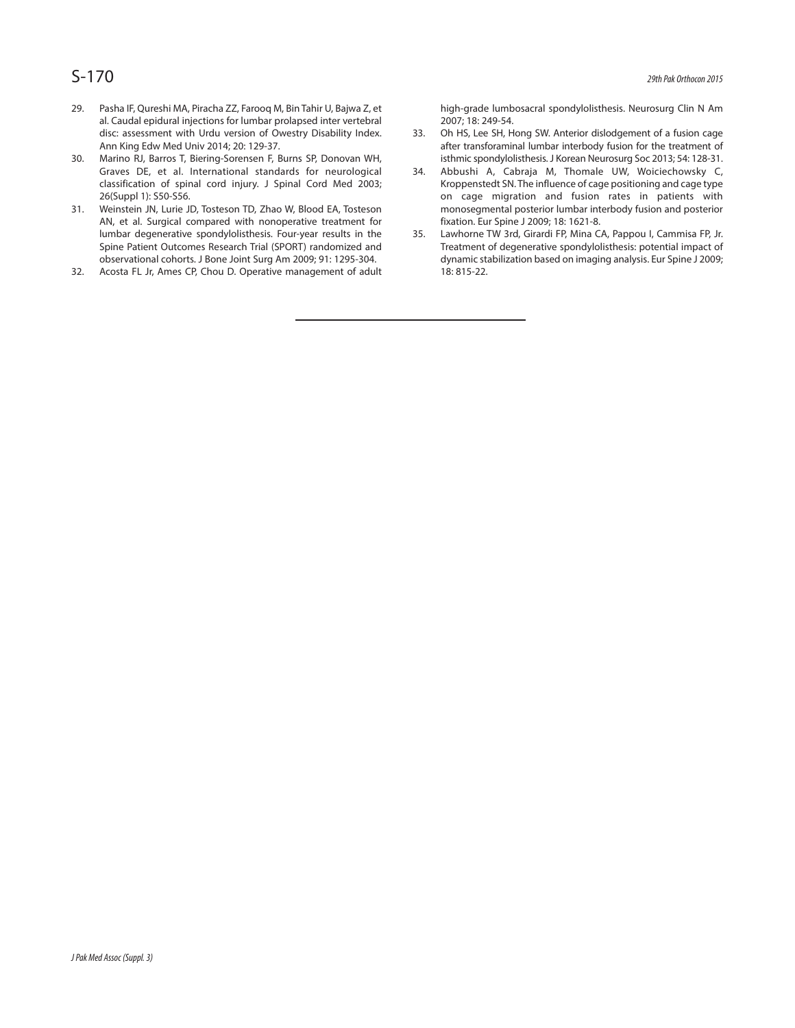29. Pasha IF, Qureshi MA, Piracha ZZ, Farooq M, Bin Tahir U, Bajwa Z, et al. Caudal epidural injections for lumbar prolapsed inter vertebral disc: assessment with Urdu version of Owestry Disability Index. Ann King Edw Med Univ 2014; 20: 129-37.
30. Marino RJ, Barros T, Biering-Sorensen F, Burns SP, Donovan WH, Graves DE, et al. International standards for neurological classification of spinal cord injury. J Spinal Cord Med 2003; 26(Suppl 1): S50-S56.
31. Weinstein JN, Lurie JD, Tosteson TD, Zhao W, Blood EA, Tosteson AN, et al. Surgical compared with nonoperative treatment for lumbar degenerative spondylolisthesis. Four-year results in the Spine Patient Outcomes Research Trial (SPORT) randomized and observational cohorts. J Bone Joint Surg Am 2009; 91: 1295-304.
32. Acosta FL Jr, Ames CP, Chou D. Operative management of adult high-grade lumbosacral spondylolisthesis. Neurosurg Clin N Am 2007; 18: 249-54.
33. Oh HS, Lee SH, Hong SW. Anterior dislodgement of a fusion cage after transforaminal lumbar interbody fusion for the treatment of isthmic spondylolisthesis. J Korean Neurosurg Soc 2013; 54: 128-31.
34. Abbushi A, Cabraja M, Thomale UW, Woiciechowsky C, Kroppenstedt SN. The influence of cage positioning and cage type on cage migration and fusion rates in patients with monosegmental posterior lumbar interbody fusion and posterior fixation. Eur Spine J 2009; 18: 1621-8.
35. Lawhorne TW 3rd, Girardi FP, Mina CA, Pappou I, Cammisa FP, Jr. Treatment of degenerative spondylolisthesis: potential impact of dynamic stabilization based on imaging analysis. Eur Spine J 2009; 18: 815-22.